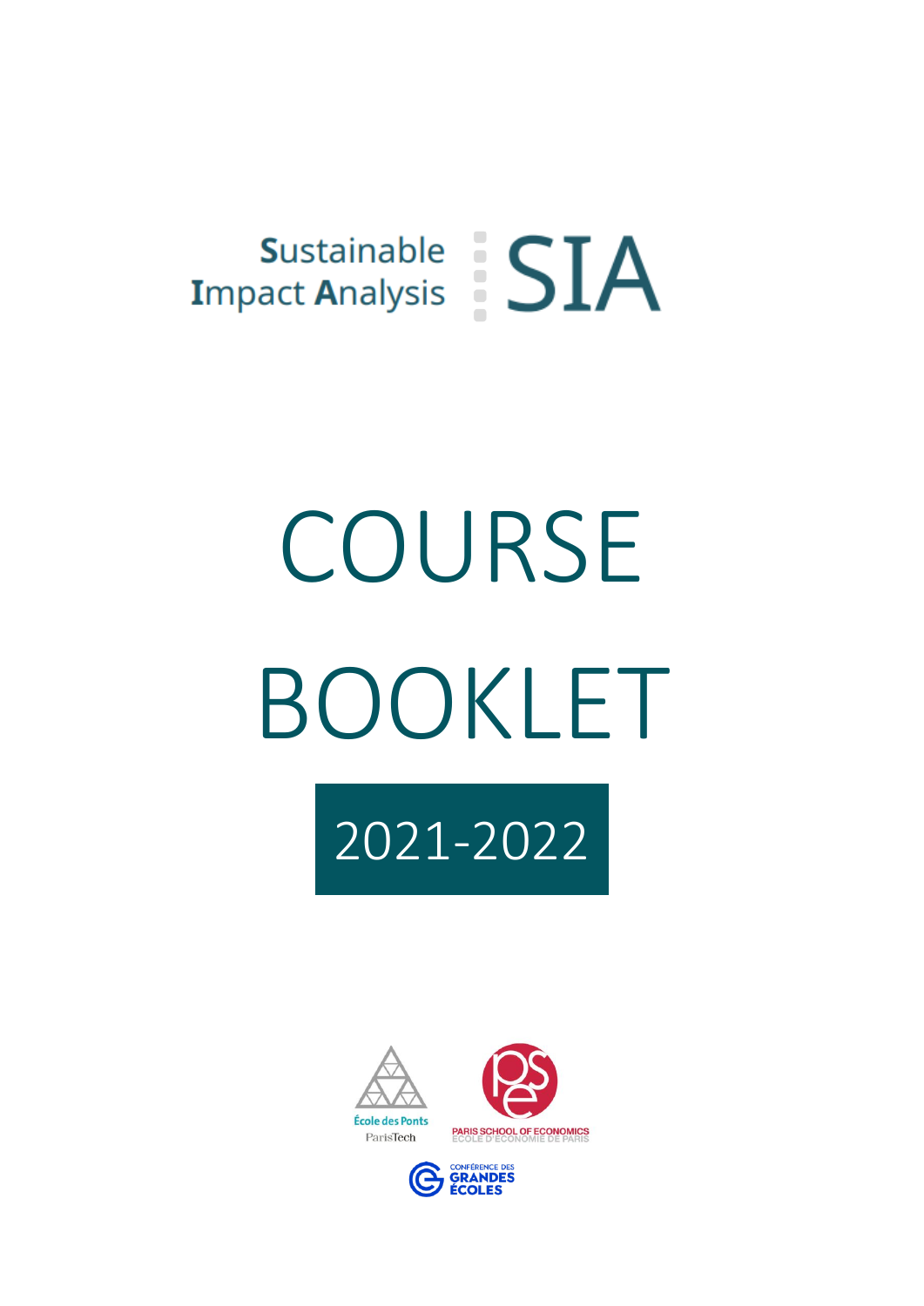Sustainable Impact Analysis | SIA

# COURSE BOOKLET

## 2021-2022

École des Ponts ParisTech

PARIS SCHOOL OF ECONOMICS
ÉCOLE D'ÉCONOMIE DE PARIS

CONFÉRENCE DES GRANDES ÉCOLES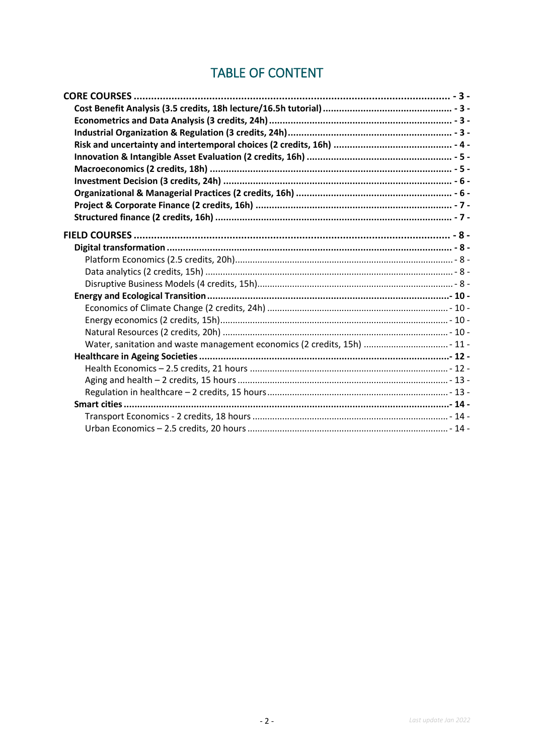# TABLE OF CONTENT

**CORE COURSES** ..... - 3 -

- **Cost Benefit Analysis (3.5 credits, 18h lecture/16.5h tutorial)** ..... - 3 -
- **Econometrics and Data Analysis (3 credits, 24h)** ..... - 3 -
- **Industrial Organization & Regulation (3 credits, 24h)** ..... - 3 -
- **Risk and uncertainty and intertemporal choices (2 credits, 16h)** ..... - 4 -
- **Innovation & Intangible Asset Evaluation (2 credits, 16h)** ..... - 5 -
- **Macroeconomics (2 credits, 18h)** ..... - 5 -
- **Investment Decision (3 credits, 24h)** ..... - 6 -
- **Organizational & Managerial Practices (2 credits, 16h)** ..... - 6 -
- **Project & Corporate Finance (2 credits, 16h)** ..... - 7 -
- **Structured finance (2 credits, 16h)** ..... - 7 -

**FIELD COURSES** ..... - 8 -

- **Digital transformation** ..... - 8 -
  - Platform Economics (2.5 credits, 20h) ..... - 8 -
  - Data analytics (2 credits, 15h) ..... - 8 -
  - Disruptive Business Models (4 credits, 15h) ..... - 8 -
- **Energy and Ecological Transition** ..... - 10 -
  - Economics of Climate Change (2 credits, 24h) ..... - 10 -
  - Energy economics (2 credits, 15h) ..... - 10 -
  - Natural Resources (2 credits, 20h) ..... - 10 -
  - Water, sanitation and waste management economics (2 credits, 15h) ..... - 11 -
- **Healthcare in Ageing Societies** ..... - 12 -
  - Health Economics – 2.5 credits, 21 hours ..... - 12 -
  - Aging and health – 2 credits, 15 hours ..... - 13 -
  - Regulation in healthcare – 2 credits, 15 hours ..... - 13 -
- **Smart cities** ..... - 14 -
  - Transport Economics - 2 credits, 18 hours ..... - 14 -
  - Urban Economics – 2.5 credits, 20 hours ..... - 14 -

*Last update Jan 2022*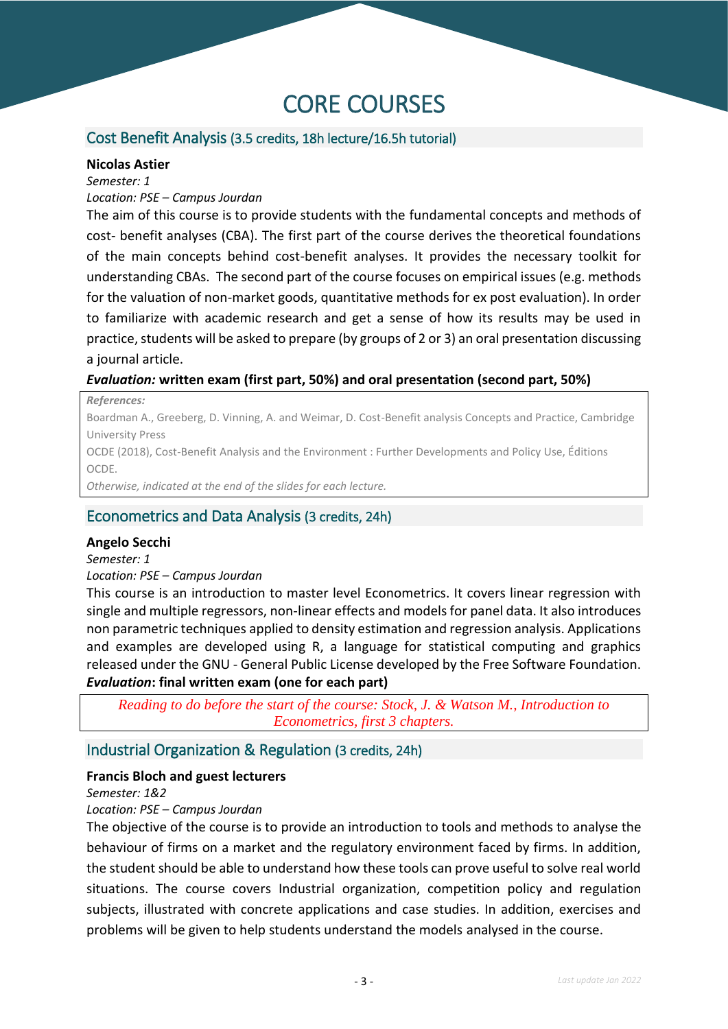# CORE COURSES

## Cost Benefit Analysis (3.5 credits, 18h lecture/16.5h tutorial)

**Nicolas Astier**

*Semester: 1*

*Location: PSE – Campus Jourdan*

The aim of this course is to provide students with the fundamental concepts and methods of cost- benefit analyses (CBA). The first part of the course derives the theoretical foundations of the main concepts behind cost-benefit analyses. It provides the necessary toolkit for understanding CBAs. The second part of the course focuses on empirical issues (e.g. methods for the valuation of non-market goods, quantitative methods for ex post evaluation). In order to familiarize with academic research and get a sense of how its results may be used in practice, students will be asked to prepare (by groups of 2 or 3) an oral presentation discussing a journal article.

***Evaluation:* written exam (first part, 50%) and oral presentation (second part, 50%)**

*References:*

Boardman A., Greeberg, D. Vinning, A. and Weimar, D. Cost-Benefit analysis Concepts and Practice, Cambridge University Press

OCDE (2018), Cost-Benefit Analysis and the Environment : Further Developments and Policy Use, Éditions OCDE.

*Otherwise, indicated at the end of the slides for each lecture.*

## Econometrics and Data Analysis (3 credits, 24h)

**Angelo Secchi**

*Semester: 1*

*Location: PSE – Campus Jourdan*

This course is an introduction to master level Econometrics. It covers linear regression with single and multiple regressors, non-linear effects and models for panel data. It also introduces non parametric techniques applied to density estimation and regression analysis. Applications and examples are developed using R, a language for statistical computing and graphics released under the GNU - General Public License developed by the Free Software Foundation.

***Evaluation*: final written exam (one for each part)**

*Reading to do before the start of the course: Stock, J. & Watson M., Introduction to Econometrics, first 3 chapters.*

## Industrial Organization & Regulation (3 credits, 24h)

**Francis Bloch and guest lecturers**

*Semester: 1&2*

*Location: PSE – Campus Jourdan*

The objective of the course is to provide an introduction to tools and methods to analyse the behaviour of firms on a market and the regulatory environment faced by firms. In addition, the student should be able to understand how these tools can prove useful to solve real world situations. The course covers Industrial organization, competition policy and regulation subjects, illustrated with concrete applications and case studies. In addition, exercises and problems will be given to help students understand the models analysed in the course.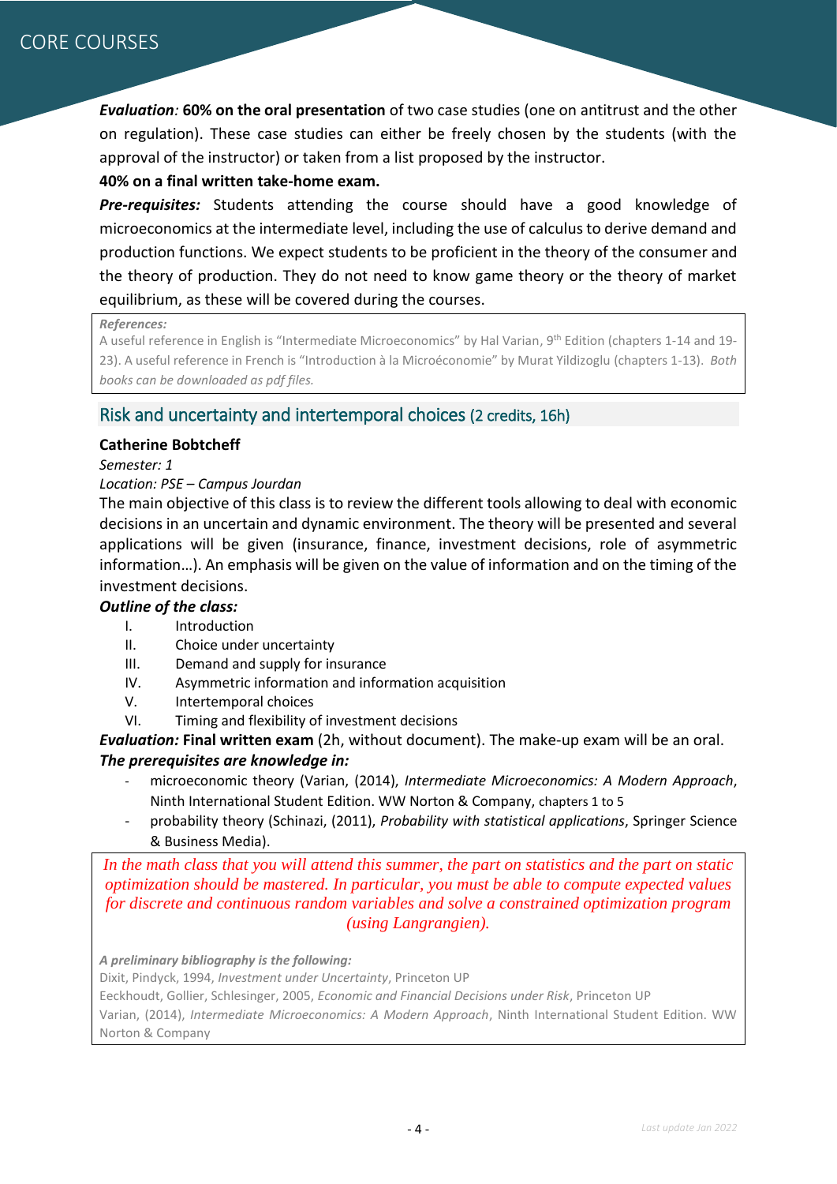***Evaluation:* 60% on the oral presentation** of two case studies (one on antitrust and the other on regulation). These case studies can either be freely chosen by the students (with the approval of the instructor) or taken from a list proposed by the instructor.

**40% on a final written take-home exam.**

***Pre-requisites:*** Students attending the course should have a good knowledge of microeconomics at the intermediate level, including the use of calculus to derive demand and production functions. We expect students to be proficient in the theory of the consumer and the theory of production. They do not need to know game theory or the theory of market equilibrium, as these will be covered during the courses.

> ***References:***
> A useful reference in English is "Intermediate Microeconomics" by Hal Varian, 9th Edition (chapters 1-14 and 19-23). A useful reference in French is "Introduction à la Microéconomie" by Murat Yildizoglu (chapters 1-13). *Both books can be downloaded as pdf files.*

## Risk and uncertainty and intertemporal choices (2 credits, 16h)

**Catherine Bobtcheff**

*Semester: 1*

*Location: PSE – Campus Jourdan*

The main objective of this class is to review the different tools allowing to deal with economic decisions in an uncertain and dynamic environment. The theory will be presented and several applications will be given (insurance, finance, investment decisions, role of asymmetric information…). An emphasis will be given on the value of information and on the timing of the investment decisions.

***Outline of the class:***

I. Introduction
II. Choice under uncertainty
III. Demand and supply for insurance
IV. Asymmetric information and information acquisition
V. Intertemporal choices
VI. Timing and flexibility of investment decisions

***Evaluation:*** **Final written exam** (2h, without document). The make-up exam will be an oral.

***The prerequisites are knowledge in:***

- microeconomic theory (Varian, (2014), *Intermediate Microeconomics: A Modern Approach*, Ninth International Student Edition. WW Norton & Company, chapters 1 to 5
- probability theory (Schinazi, (2011), *Probability with statistical applications*, Springer Science & Business Media).

> *In the math class that you will attend this summer, the part on statistics and the part on static optimization should be mastered. In particular, you must be able to compute expected values for discrete and continuous random variables and solve a constrained optimization program (using Langrangien).*
>
> ***A preliminary bibliography is the following:***
> Dixit, Pindyck, 1994, *Investment under Uncertainty*, Princeton UP
> Eeckhoudt, Gollier, Schlesinger, 2005, *Economic and Financial Decisions under Risk*, Princeton UP
> Varian, (2014), *Intermediate Microeconomics: A Modern Approach*, Ninth International Student Edition. WW Norton & Company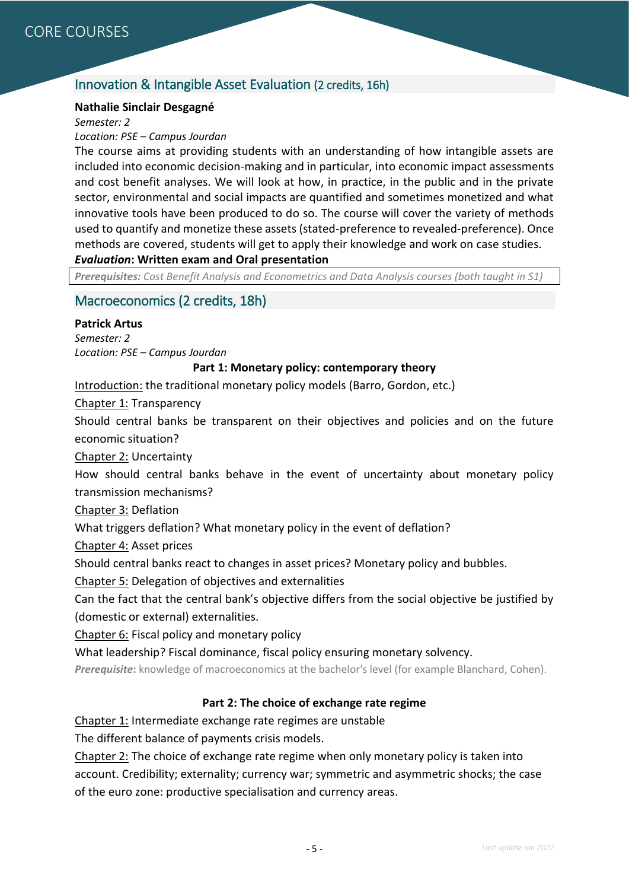# CORE COURSES

## Innovation & Intangible Asset Evaluation (2 credits, 16h)

**Nathalie Sinclair Desgagné**

*Semester: 2*

*Location: PSE – Campus Jourdan*

The course aims at providing students with an understanding of how intangible assets are included into economic decision-making and in particular, into economic impact assessments and cost benefit analyses. We will look at how, in practice, in the public and in the private sector, environmental and social impacts are quantified and sometimes monetized and what innovative tools have been produced to do so. The course will cover the variety of methods used to quantify and monetize these assets (stated-preference to revealed-preference). Once methods are covered, students will get to apply their knowledge and work on case studies.

***Evaluation*: Written exam and Oral presentation**

***Prerequisites:*** *Cost Benefit Analysis and Econometrics and Data Analysis courses (both taught in S1)*

## Macroeconomics (2 credits, 18h)

**Patrick Artus**

*Semester: 2*

*Location: PSE – Campus Jourdan*

### Part 1: Monetary policy: contemporary theory

Introduction: the traditional monetary policy models (Barro, Gordon, etc.)

Chapter 1: Transparency

Should central banks be transparent on their objectives and policies and on the future economic situation?

Chapter 2: Uncertainty

How should central banks behave in the event of uncertainty about monetary policy transmission mechanisms?

Chapter 3: Deflation

What triggers deflation? What monetary policy in the event of deflation?

Chapter 4: Asset prices

Should central banks react to changes in asset prices? Monetary policy and bubbles.

Chapter 5: Delegation of objectives and externalities

Can the fact that the central bank's objective differs from the social objective be justified by (domestic or external) externalities.

Chapter 6: Fiscal policy and monetary policy

What leadership? Fiscal dominance, fiscal policy ensuring monetary solvency.

***Prerequisite*:** knowledge of macroeconomics at the bachelor's level (for example Blanchard, Cohen).

### Part 2: The choice of exchange rate regime

Chapter 1: Intermediate exchange rate regimes are unstable

The different balance of payments crisis models.

Chapter 2: The choice of exchange rate regime when only monetary policy is taken into account. Credibility; externality; currency war; symmetric and asymmetric shocks; the case of the euro zone: productive specialisation and currency areas.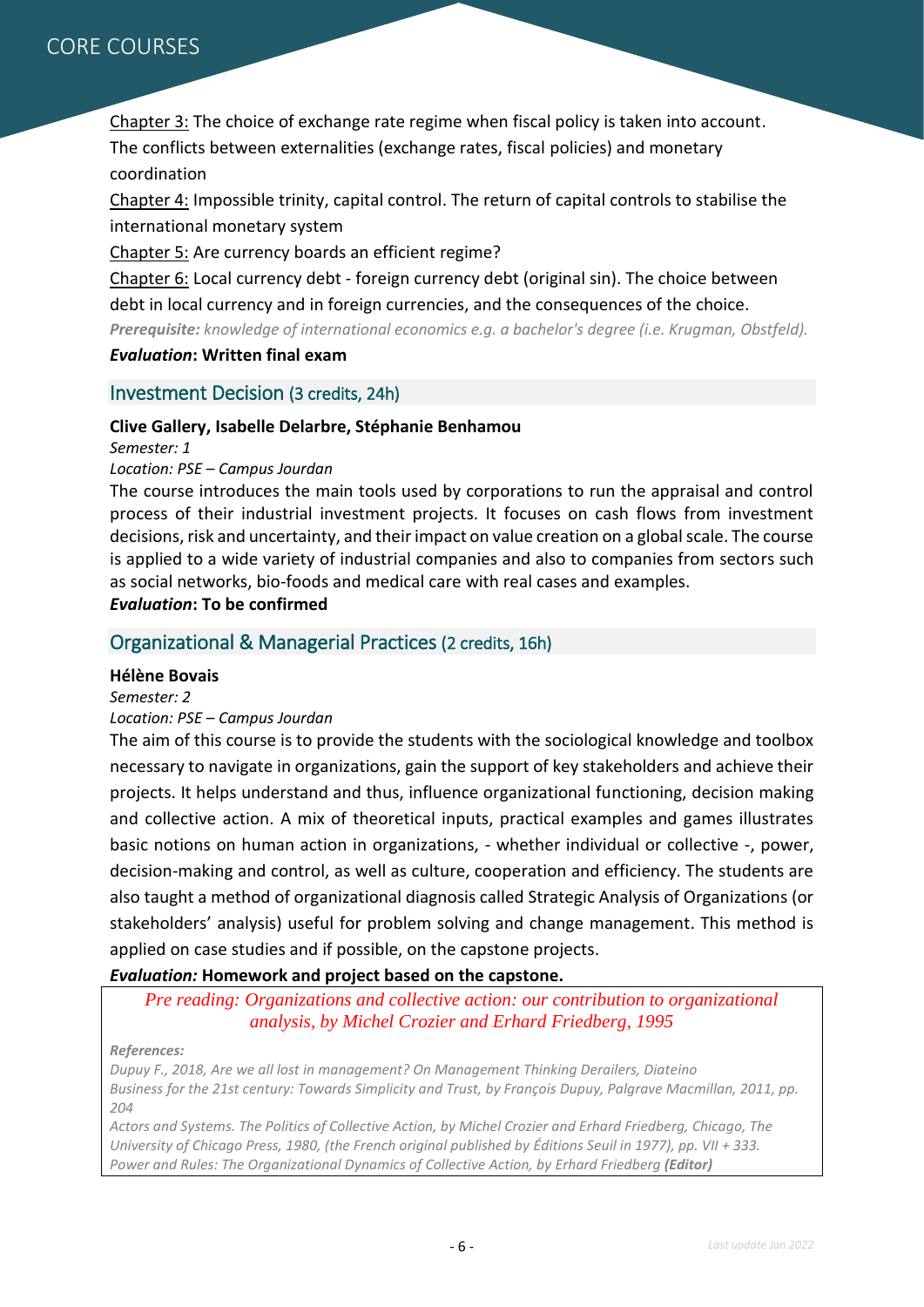Chapter 3: The choice of exchange rate regime when fiscal policy is taken into account. The conflicts between externalities (exchange rates, fiscal policies) and monetary coordination

Chapter 4: Impossible trinity, capital control. The return of capital controls to stabilise the international monetary system

Chapter 5: Are currency boards an efficient regime?

Chapter 6: Local currency debt - foreign currency debt (original sin). The choice between debt in local currency and in foreign currencies, and the consequences of the choice.

***Prerequisite:*** *knowledge of international economics e.g. a bachelor's degree (i.e. Krugman, Obstfeld).*

***Evaluation*: Written final exam**

## Investment Decision (3 credits, 24h)

**Clive Gallery, Isabelle Delarbre, Stéphanie Benhamou**

*Semester: 1*

*Location: PSE – Campus Jourdan*

The course introduces the main tools used by corporations to run the appraisal and control process of their industrial investment projects. It focuses on cash flows from investment decisions, risk and uncertainty, and their impact on value creation on a global scale. The course is applied to a wide variety of industrial companies and also to companies from sectors such as social networks, bio-foods and medical care with real cases and examples.

***Evaluation*: To be confirmed**

## Organizational & Managerial Practices (2 credits, 16h)

**Hélène Bovais**

*Semester: 2*

*Location: PSE – Campus Jourdan*

The aim of this course is to provide the students with the sociological knowledge and toolbox necessary to navigate in organizations, gain the support of key stakeholders and achieve their projects. It helps understand and thus, influence organizational functioning, decision making and collective action. A mix of theoretical inputs, practical examples and games illustrates basic notions on human action in organizations, - whether individual or collective -, power, decision-making and control, as well as culture, cooperation and efficiency. The students are also taught a method of organizational diagnosis called Strategic Analysis of Organizations (or stakeholders' analysis) useful for problem solving and change management. This method is applied on case studies and if possible, on the capstone projects.

***Evaluation:* Homework and project based on the capstone.**

*Pre reading: Organizations and collective action: our contribution to organizational analysis, by Michel Crozier and Erhard Friedberg, 1995*

***References:***

*Dupuy F., 2018, Are we all lost in management? On Management Thinking Derailers, Diateino*

*Business for the 21st century: Towards Simplicity and Trust, by François Dupuy, Palgrave Macmillan, 2011, pp. 204*

*Actors and Systems. The Politics of Collective Action, by Michel Crozier and Erhard Friedberg, Chicago, The University of Chicago Press, 1980, (the French original published by Éditions Seuil in 1977), pp. VII + 333.*

*Power and Rules: The Organizational Dynamics of Collective Action, by Erhard Friedberg **(Editor)***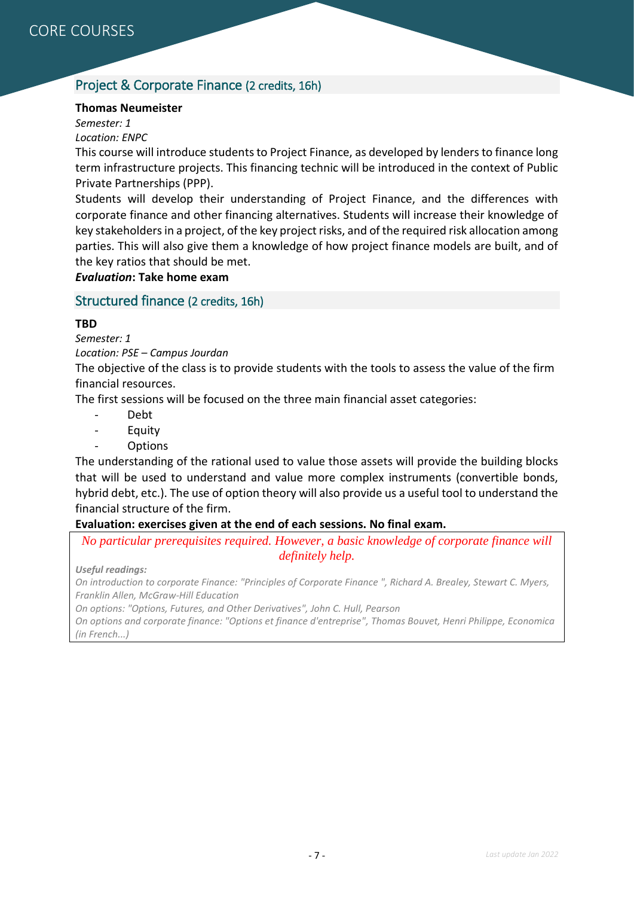# CORE COURSES

## Project & Corporate Finance (2 credits, 16h)

**Thomas Neumeister**

*Semester: 1*

*Location: ENPC*

This course will introduce students to Project Finance, as developed by lenders to finance long term infrastructure projects. This financing technic will be introduced in the context of Public Private Partnerships (PPP).

Students will develop their understanding of Project Finance, and the differences with corporate finance and other financing alternatives. Students will increase their knowledge of key stakeholders in a project, of the key project risks, and of the required risk allocation among parties. This will also give them a knowledge of how project finance models are built, and of the key ratios that should be met.

***Evaluation*: Take home exam**

## Structured finance (2 credits, 16h)

**TBD**

*Semester: 1*

*Location: PSE – Campus Jourdan*

The objective of the class is to provide students with the tools to assess the value of the firm financial resources.

The first sessions will be focused on the three main financial asset categories:

- Debt
- Equity
- Options

The understanding of the rational used to value those assets will provide the building blocks that will be used to understand and value more complex instruments (convertible bonds, hybrid debt, etc.). The use of option theory will also provide us a useful tool to understand the financial structure of the firm.

**Evaluation: exercises given at the end of each sessions. No final exam.**

*No particular prerequisites required. However, a basic knowledge of corporate finance will definitely help.*

***Useful readings:***

*On introduction to corporate Finance: "Principles of Corporate Finance ", Richard A. Brealey, Stewart C. Myers, Franklin Allen, McGraw-Hill Education*

*On options: "Options, Futures, and Other Derivatives", John C. Hull, Pearson*

*On options and corporate finance: "Options et finance d'entreprise", Thomas Bouvet, Henri Philippe, Economica (in French…)*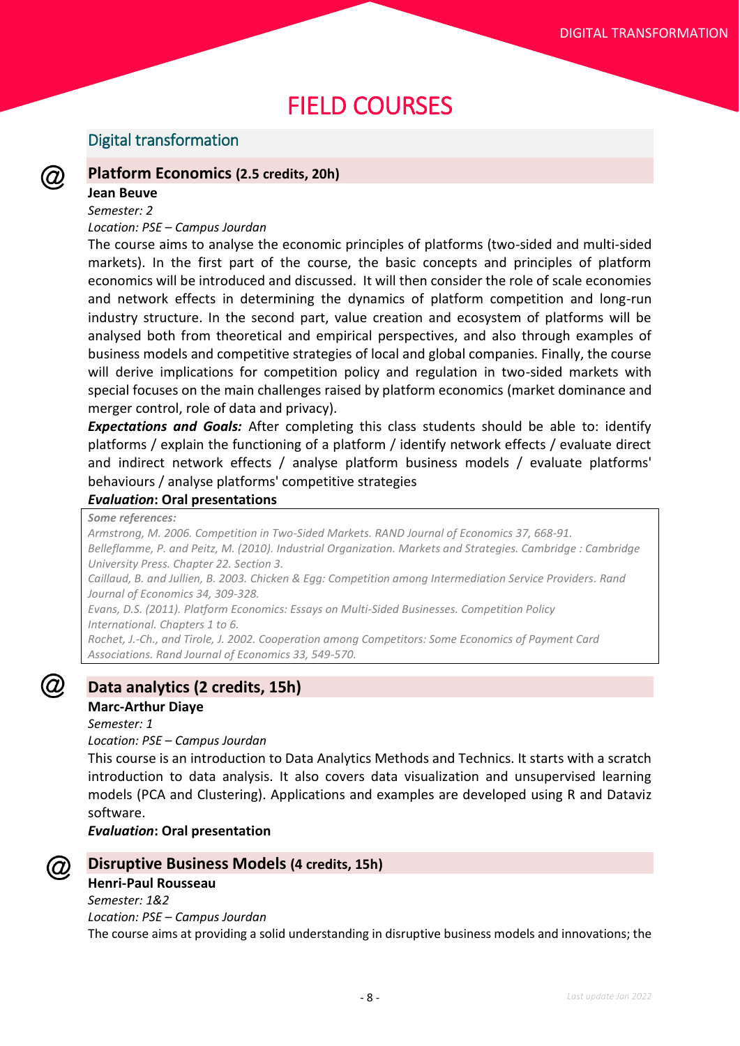# FIELD COURSES

## Digital transformation

### Platform Economics (2.5 credits, 20h)

**Jean Beuve**

*Semester: 2*

*Location: PSE – Campus Jourdan*

The course aims to analyse the economic principles of platforms (two-sided and multi-sided markets). In the first part of the course, the basic concepts and principles of platform economics will be introduced and discussed. It will then consider the role of scale economies and network effects in determining the dynamics of platform competition and long-run industry structure. In the second part, value creation and ecosystem of platforms will be analysed both from theoretical and empirical perspectives, and also through examples of business models and competitive strategies of local and global companies. Finally, the course will derive implications for competition policy and regulation in two-sided markets with special focuses on the main challenges raised by platform economics (market dominance and merger control, role of data and privacy).

***Expectations and Goals:*** After completing this class students should be able to: identify platforms / explain the functioning of a platform / identify network effects / evaluate direct and indirect network effects / analyse platform business models / evaluate platforms' behaviours / analyse platforms' competitive strategies

***Evaluation*: Oral presentations**

***Some references:***

*Armstrong, M. 2006. Competition in Two-Sided Markets. RAND Journal of Economics 37, 668-91.*

*Belleflamme, P. and Peitz, M. (2010). Industrial Organization. Markets and Strategies. Cambridge : Cambridge University Press. Chapter 22. Section 3.*

*Caillaud, B. and Jullien, B. 2003. Chicken & Egg: Competition among Intermediation Service Providers. Rand Journal of Economics 34, 309-328.*

*Evans, D.S. (2011). Platform Economics: Essays on Multi-Sided Businesses. Competition Policy International. Chapters 1 to 6.*

*Rochet, J.-Ch., and Tirole, J. 2002. Cooperation among Competitors: Some Economics of Payment Card Associations. Rand Journal of Economics 33, 549-570.*

### Data analytics (2 credits, 15h)

**Marc-Arthur Diaye**

*Semester: 1*

*Location: PSE – Campus Jourdan*

This course is an introduction to Data Analytics Methods and Technics. It starts with a scratch introduction to data analysis. It also covers data visualization and unsupervised learning models (PCA and Clustering). Applications and examples are developed using R and Dataviz software.

***Evaluation*: Oral presentation**

### Disruptive Business Models (4 credits, 15h)

**Henri-Paul Rousseau**

*Semester: 1&2*

*Location: PSE – Campus Jourdan*

The course aims at providing a solid understanding in disruptive business models and innovations; the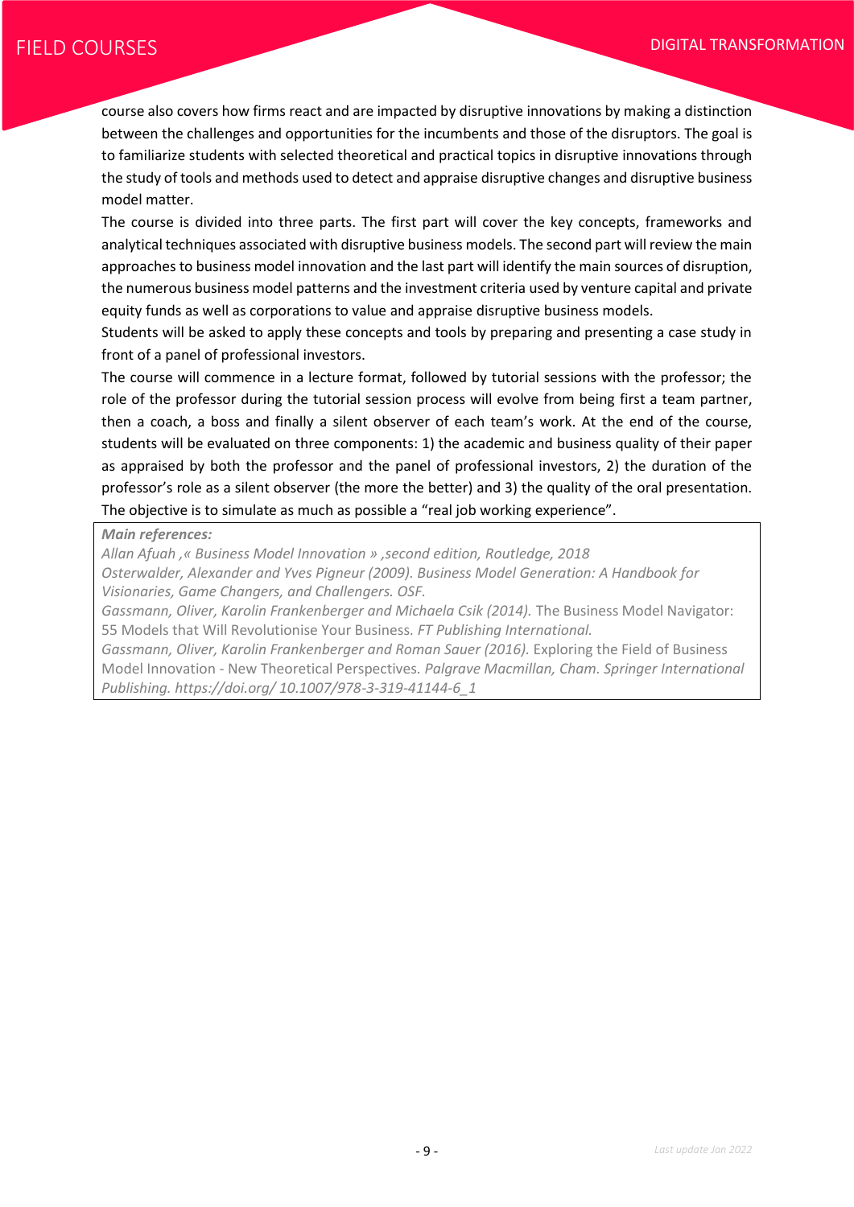course also covers how firms react and are impacted by disruptive innovations by making a distinction between the challenges and opportunities for the incumbents and those of the disruptors. The goal is to familiarize students with selected theoretical and practical topics in disruptive innovations through the study of tools and methods used to detect and appraise disruptive changes and disruptive business model matter.

The course is divided into three parts. The first part will cover the key concepts, frameworks and analytical techniques associated with disruptive business models. The second part will review the main approaches to business model innovation and the last part will identify the main sources of disruption, the numerous business model patterns and the investment criteria used by venture capital and private equity funds as well as corporations to value and appraise disruptive business models.

Students will be asked to apply these concepts and tools by preparing and presenting a case study in front of a panel of professional investors.

The course will commence in a lecture format, followed by tutorial sessions with the professor; the role of the professor during the tutorial session process will evolve from being first a team partner, then a coach, a boss and finally a silent observer of each team's work. At the end of the course, students will be evaluated on three components: 1) the academic and business quality of their paper as appraised by both the professor and the panel of professional investors, 2) the duration of the professor's role as a silent observer (the more the better) and 3) the quality of the oral presentation. The objective is to simulate as much as possible a "real job working experience".

***Main references:***

*Allan Afuah ,« Business Model Innovation » ,second edition, Routledge, 2018*

*Osterwalder, Alexander and Yves Pigneur (2009). Business Model Generation: A Handbook for Visionaries, Game Changers, and Challengers. OSF.*

*Gassmann, Oliver, Karolin Frankenberger and Michaela Csik (2014).* The Business Model Navigator: 55 Models that Will Revolutionise Your Business. *FT Publishing International.*

*Gassmann, Oliver, Karolin Frankenberger and Roman Sauer (2016).* Exploring the Field of Business Model Innovation - New Theoretical Perspectives. *Palgrave Macmillan, Cham. Springer International Publishing. https://doi.org/ 10.1007/978-3-319-41144-6_1*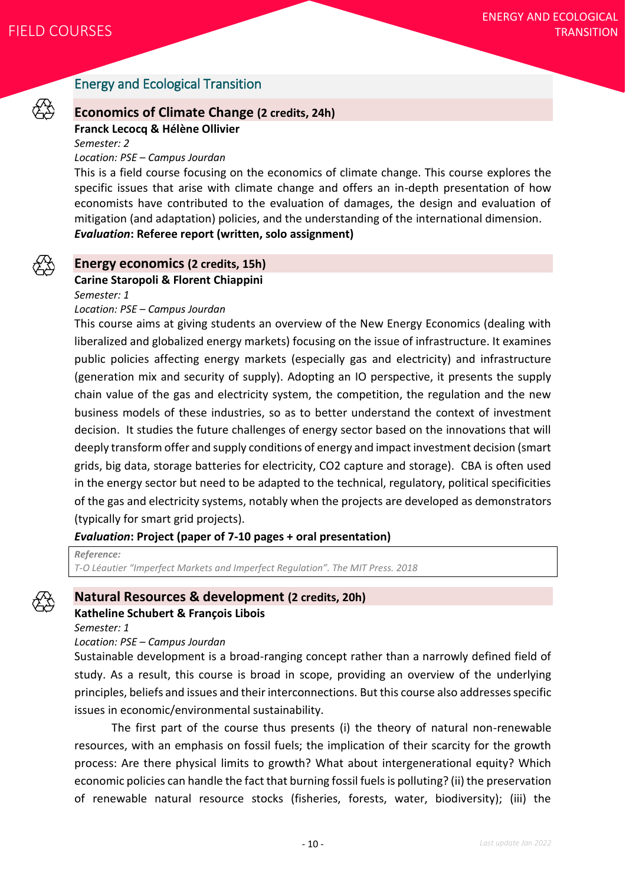## Energy and Ecological Transition

### Economics of Climate Change (2 credits, 24h)

**Franck Lecocq & Hélène Ollivier**

*Semester: 2*

*Location: PSE – Campus Jourdan*

This is a field course focusing on the economics of climate change. This course explores the specific issues that arise with climate change and offers an in-depth presentation of how economists have contributed to the evaluation of damages, the design and evaluation of mitigation (and adaptation) policies, and the understanding of the international dimension.

***Evaluation*: Referee report (written, solo assignment)**

### Energy economics (2 credits, 15h)

**Carine Staropoli & Florent Chiappini**

*Semester: 1*

*Location: PSE – Campus Jourdan*

This course aims at giving students an overview of the New Energy Economics (dealing with liberalized and globalized energy markets) focusing on the issue of infrastructure. It examines public policies affecting energy markets (especially gas and electricity) and infrastructure (generation mix and security of supply). Adopting an IO perspective, it presents the supply chain value of the gas and electricity system, the competition, the regulation and the new business models of these industries, so as to better understand the context of investment decision. It studies the future challenges of energy sector based on the innovations that will deeply transform offer and supply conditions of energy and impact investment decision (smart grids, big data, storage batteries for electricity, $CO_2$ capture and storage). CBA is often used in the energy sector but need to be adapted to the technical, regulatory, political specificities of the gas and electricity systems, notably when the projects are developed as demonstrators (typically for smart grid projects).

***Evaluation*: Project (paper of 7-10 pages + oral presentation)**

> ***Reference:***
> *T-O Léautier "Imperfect Markets and Imperfect Regulation". The MIT Press. 2018*

### Natural Resources & development (2 credits, 20h)

**Katheline Schubert & François Libois**

*Semester: 1*

*Location: PSE – Campus Jourdan*

Sustainable development is a broad-ranging concept rather than a narrowly defined field of study. As a result, this course is broad in scope, providing an overview of the underlying principles, beliefs and issues and their interconnections. But this course also addresses specific issues in economic/environmental sustainability.

The first part of the course thus presents (i) the theory of natural non-renewable resources, with an emphasis on fossil fuels; the implication of their scarcity for the growth process: Are there physical limits to growth? What about intergenerational equity? Which economic policies can handle the fact that burning fossil fuels is polluting? (ii) the preservation of renewable natural resource stocks (fisheries, forests, water, biodiversity); (iii) the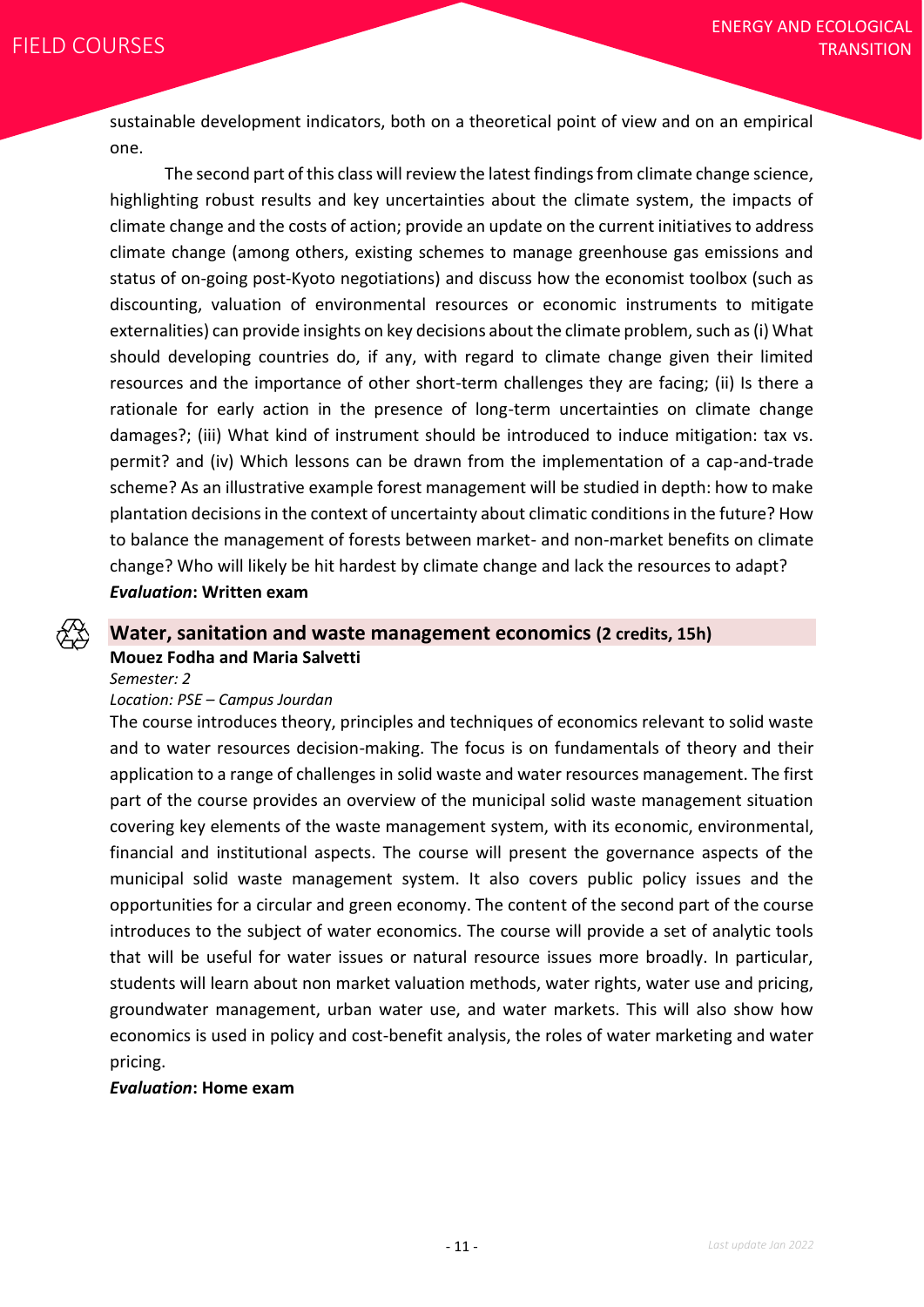sustainable development indicators, both on a theoretical point of view and on an empirical one.

The second part of this class will review the latest findings from climate change science, highlighting robust results and key uncertainties about the climate system, the impacts of climate change and the costs of action; provide an update on the current initiatives to address climate change (among others, existing schemes to manage greenhouse gas emissions and status of on-going post-Kyoto negotiations) and discuss how the economist toolbox (such as discounting, valuation of environmental resources or economic instruments to mitigate externalities) can provide insights on key decisions about the climate problem, such as (i) What should developing countries do, if any, with regard to climate change given their limited resources and the importance of other short-term challenges they are facing; (ii) Is there a rationale for early action in the presence of long-term uncertainties on climate change damages?; (iii) What kind of instrument should be introduced to induce mitigation: tax vs. permit? and (iv) Which lessons can be drawn from the implementation of a cap-and-trade scheme? As an illustrative example forest management will be studied in depth: how to make plantation decisions in the context of uncertainty about climatic conditions in the future? How to balance the management of forests between market- and non-market benefits on climate change? Who will likely be hit hardest by climate change and lack the resources to adapt?

***Evaluation*: Written exam**

## Water, sanitation and waste management economics (2 credits, 15h)

**Mouez Fodha and Maria Salvetti**

*Semester: 2*

*Location: PSE – Campus Jourdan*

The course introduces theory, principles and techniques of economics relevant to solid waste and to water resources decision-making. The focus is on fundamentals of theory and their application to a range of challenges in solid waste and water resources management. The first part of the course provides an overview of the municipal solid waste management situation covering key elements of the waste management system, with its economic, environmental, financial and institutional aspects. The course will present the governance aspects of the municipal solid waste management system. It also covers public policy issues and the opportunities for a circular and green economy. The content of the second part of the course introduces to the subject of water economics. The course will provide a set of analytic tools that will be useful for water issues or natural resource issues more broadly. In particular, students will learn about non market valuation methods, water rights, water use and pricing, groundwater management, urban water use, and water markets. This will also show how economics is used in policy and cost-benefit analysis, the roles of water marketing and water pricing.

***Evaluation*: Home exam**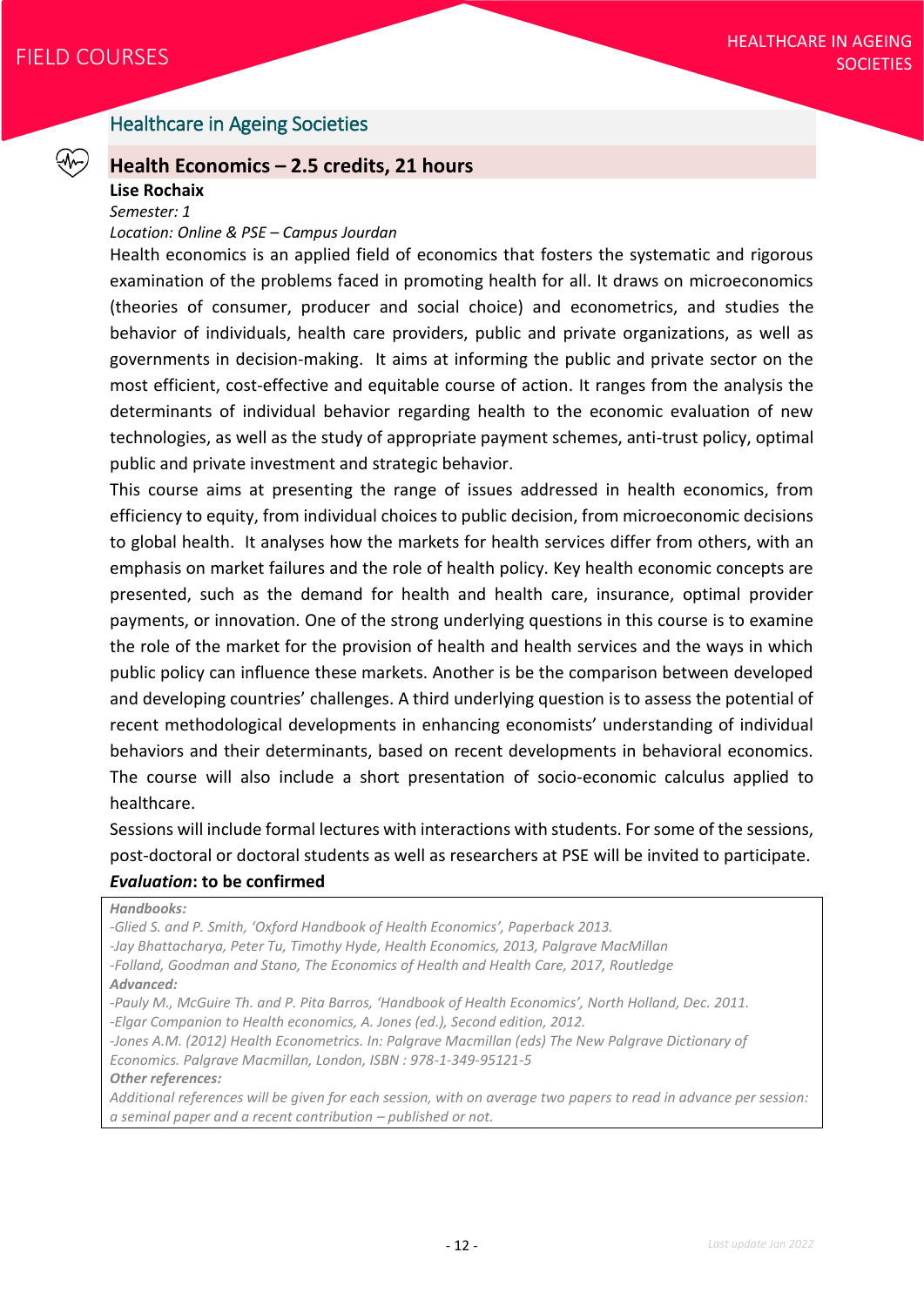## Healthcare in Ageing Societies

### Health Economics – 2.5 credits, 21 hours

**Lise Rochaix**

*Semester: 1*

*Location: Online & PSE – Campus Jourdan*

Health economics is an applied field of economics that fosters the systematic and rigorous examination of the problems faced in promoting health for all. It draws on microeconomics (theories of consumer, producer and social choice) and econometrics, and studies the behavior of individuals, health care providers, public and private organizations, as well as governments in decision-making. It aims at informing the public and private sector on the most efficient, cost-effective and equitable course of action. It ranges from the analysis the determinants of individual behavior regarding health to the economic evaluation of new technologies, as well as the study of appropriate payment schemes, anti-trust policy, optimal public and private investment and strategic behavior.

This course aims at presenting the range of issues addressed in health economics, from efficiency to equity, from individual choices to public decision, from microeconomic decisions to global health. It analyses how the markets for health services differ from others, with an emphasis on market failures and the role of health policy. Key health economic concepts are presented, such as the demand for health and health care, insurance, optimal provider payments, or innovation. One of the strong underlying questions in this course is to examine the role of the market for the provision of health and health services and the ways in which public policy can influence these markets. Another is be the comparison between developed and developing countries' challenges. A third underlying question is to assess the potential of recent methodological developments in enhancing economists' understanding of individual behaviors and their determinants, based on recent developments in behavioral economics. The course will also include a short presentation of socio-economic calculus applied to healthcare.

Sessions will include formal lectures with interactions with students. For some of the sessions, post-doctoral or doctoral students as well as researchers at PSE will be invited to participate.

***Evaluation*: to be confirmed**

***Handbooks:***

*-Glied S. and P. Smith, 'Oxford Handbook of Health Economics', Paperback 2013.*

*-Jay Bhattacharya, Peter Tu, Timothy Hyde, Health Economics, 2013, Palgrave MacMillan*

*-Folland, Goodman and Stano, The Economics of Health and Health Care, 2017, Routledge*

***Advanced:***

*-Pauly M., McGuire Th. and P. Pita Barros, 'Handbook of Health Economics', North Holland, Dec. 2011.*

*-Elgar Companion to Health economics, A. Jones (ed.), Second edition, 2012.*

*-Jones A.M. (2012) Health Econometrics. In: Palgrave Macmillan (eds) The New Palgrave Dictionary of Economics. Palgrave Macmillan, London, ISBN : 978-1-349-95121-5*

***Other references:***

*Additional references will be given for each session, with on average two papers to read in advance per session: a seminal paper and a recent contribution – published or not.*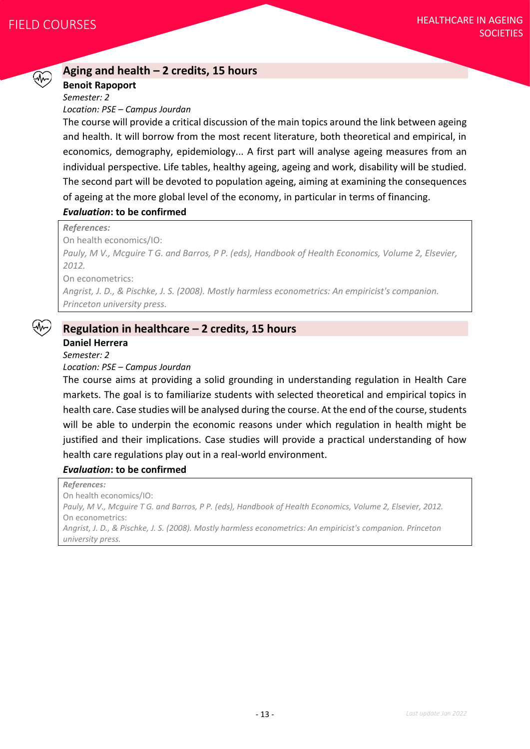## Aging and health – 2 credits, 15 hours

**Benoit Rapoport**

*Semester: 2*

*Location: PSE – Campus Jourdan*

The course will provide a critical discussion of the main topics around the link between ageing and health. It will borrow from the most recent literature, both theoretical and empirical, in economics, demography, epidemiology... A first part will analyse ageing measures from an individual perspective. Life tables, healthy ageing, ageing and work, disability will be studied. The second part will be devoted to population ageing, aiming at examining the consequences of ageing at the more global level of the economy, in particular in terms of financing.

***Evaluation*: to be confirmed**

> ***References:***
>
> On health economics/IO:
>
> *Pauly, M V., Mcguire T G. and Barros, P P. (eds), Handbook of Health Economics, Volume 2, Elsevier, 2012.*
>
> On econometrics:
>
> *Angrist, J. D., & Pischke, J. S. (2008). Mostly harmless econometrics: An empiricist's companion. Princeton university press.*

## Regulation in healthcare – 2 credits, 15 hours

**Daniel Herrera**

*Semester: 2*

*Location: PSE – Campus Jourdan*

The course aims at providing a solid grounding in understanding regulation in Health Care markets. The goal is to familiarize students with selected theoretical and empirical topics in health care. Case studies will be analysed during the course. At the end of the course, students will be able to underpin the economic reasons under which regulation in health might be justified and their implications. Case studies will provide a practical understanding of how health care regulations play out in a real-world environment.

***Evaluation*: to be confirmed**

> ***References:***
>
> On health economics/IO:
>
> *Pauly, M V., Mcguire T G. and Barros, P P. (eds), Handbook of Health Economics, Volume 2, Elsevier, 2012.*
>
> On econometrics:
>
> *Angrist, J. D., & Pischke, J. S. (2008). Mostly harmless econometrics: An empiricist's companion. Princeton university press.*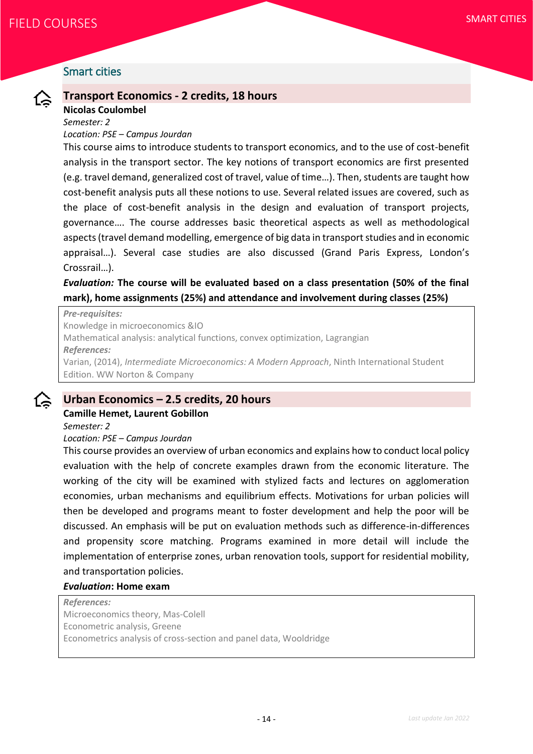## Smart cities

### Transport Economics - 2 credits, 18 hours

**Nicolas Coulombel**

*Semester: 2*

*Location: PSE – Campus Jourdan*

This course aims to introduce students to transport economics, and to the use of cost-benefit analysis in the transport sector. The key notions of transport economics are first presented (e.g. travel demand, generalized cost of travel, value of time…). Then, students are taught how cost-benefit analysis puts all these notions to use. Several related issues are covered, such as the place of cost-benefit analysis in the design and evaluation of transport projects, governance…. The course addresses basic theoretical aspects as well as methodological aspects (travel demand modelling, emergence of big data in transport studies and in economic appraisal…). Several case studies are also discussed (Grand Paris Express, London's Crossrail…).

***Evaluation:* The course will be evaluated based on a class presentation (50% of the final mark), home assignments (25%) and attendance and involvement during classes (25%)**

***Pre-requisites:***

Knowledge in microeconomics &IO

Mathematical analysis: analytical functions, convex optimization, Lagrangian

***References:***

Varian, (2014), *Intermediate Microeconomics: A Modern Approach*, Ninth International Student Edition. WW Norton & Company

### Urban Economics – 2.5 credits, 20 hours

**Camille Hemet, Laurent Gobillon**

*Semester: 2*

*Location: PSE – Campus Jourdan*

This course provides an overview of urban economics and explains how to conduct local policy evaluation with the help of concrete examples drawn from the economic literature. The working of the city will be examined with stylized facts and lectures on agglomeration economies, urban mechanisms and equilibrium effects. Motivations for urban policies will then be developed and programs meant to foster development and help the poor will be discussed. An emphasis will be put on evaluation methods such as difference-in-differences and propensity score matching. Programs examined in more detail will include the implementation of enterprise zones, urban renovation tools, support for residential mobility, and transportation policies.

***Evaluation*: Home exam**

***References:***

Microeconomics theory, Mas-Colell

Econometric analysis, Greene

Econometrics analysis of cross-section and panel data, Wooldridge